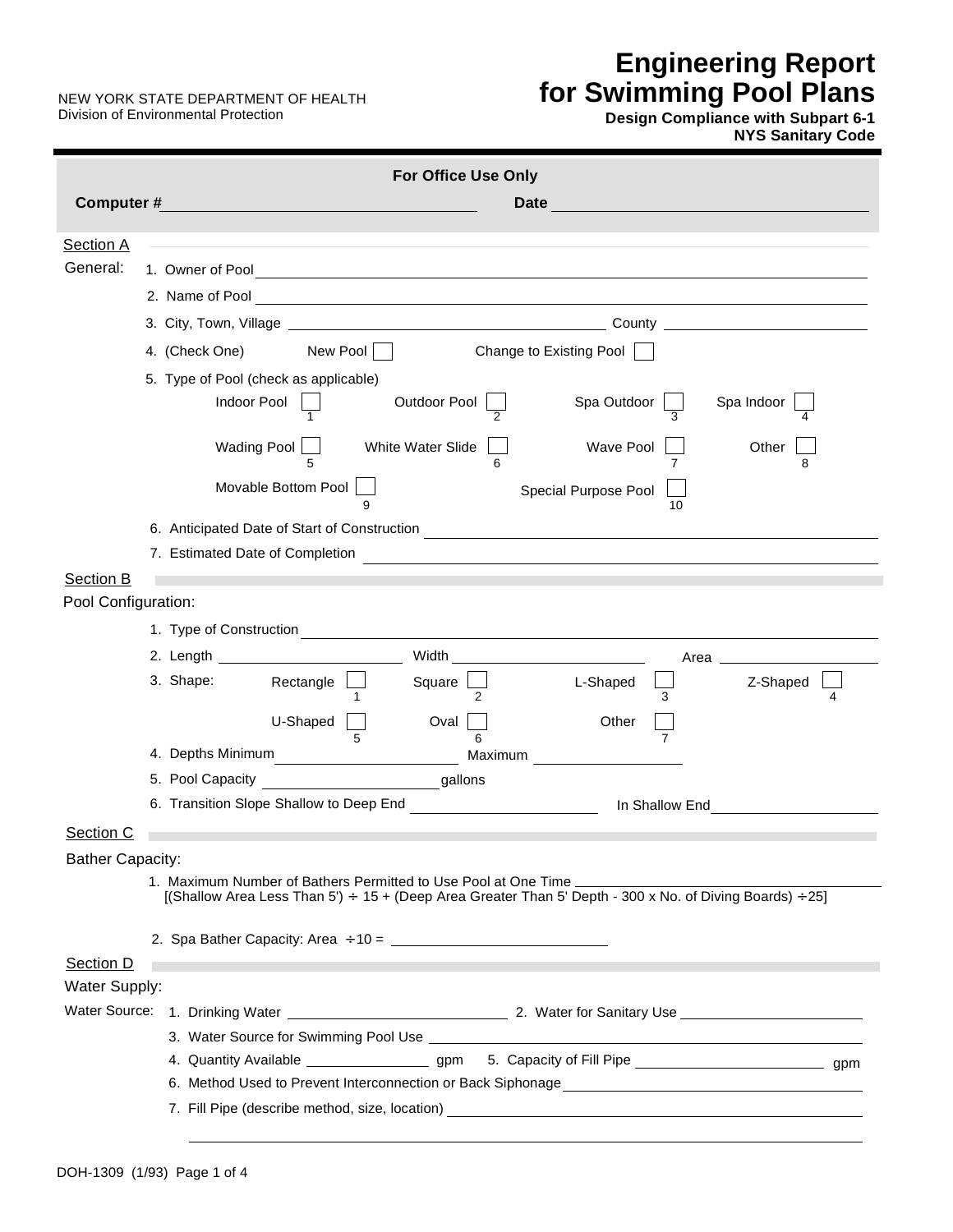NEW YORK STATE DEPARTMENT OF HEALTH
Division of Environmental Protection

# Engineering Report for Swimming Pool Plans

**Design Compliance with Subpart 6-1 NYS Sanitary Code**

**For Office Use Only**

**Computer #** ______________________ **Date** ______________________

## Section A

**General:**

1. Owner of Pool ______________________
2. Name of Pool ______________________
3. City, Town, Village ______________________ County ______________________
4. (Check One) New Pool ☐ Change to Existing Pool ☐
5. Type of Pool (check as applicable)
   - Indoor Pool ☐ 1
   - Outdoor Pool ☐ 2
   - Spa Outdoor ☐ 3
   - Spa Indoor ☐ 4
   - Wading Pool ☐ 5
   - White Water Slide ☐ 6
   - Wave Pool ☐ 7
   - Other ☐ 8
   - Movable Bottom Pool ☐ 9
   - Special Purpose Pool ☐ 10
6. Anticipated Date of Start of Construction ______________________
7. Estimated Date of Completion ______________________

## Section B

**Pool Configuration:**

1. Type of Construction ______________________
2. Length ____________ Width ____________ Area ____________
3. Shape:
   - Rectangle ☐ 1
   - Square ☐ 2
   - L-Shaped ☐ 3
   - Z-Shaped ☐ 4
   - U-Shaped ☐ 5
   - Oval ☐ 6
   - Other ☐ 7
4. Depths Minimum ____________ Maximum ____________
5. Pool Capacity ____________ gallons
6. Transition Slope Shallow to Deep End ____________ In Shallow End ____________

## Section C

**Bather Capacity:**

1. Maximum Number of Bathers Permitted to Use Pool at One Time ______________________
   [(Shallow Area Less Than 5') ÷ 15 + (Deep Area Greater Than 5' Depth - 300 x No. of Diving Boards) ÷25]
2. Spa Bather Capacity: Area ÷10 = ______________________

## Section D

**Water Supply:**

**Water Source:**

1. Drinking Water ____________ 2. Water for Sanitary Use ____________
3. Water Source for Swimming Pool Use ______________________
4. Quantity Available ____________ gpm 5. Capacity of Fill Pipe ____________ gpm
6. Method Used to Prevent Interconnection or Back Siphonage ______________________
7. Fill Pipe (describe method, size, location) ______________________

______________________

DOH-1309 (1/93)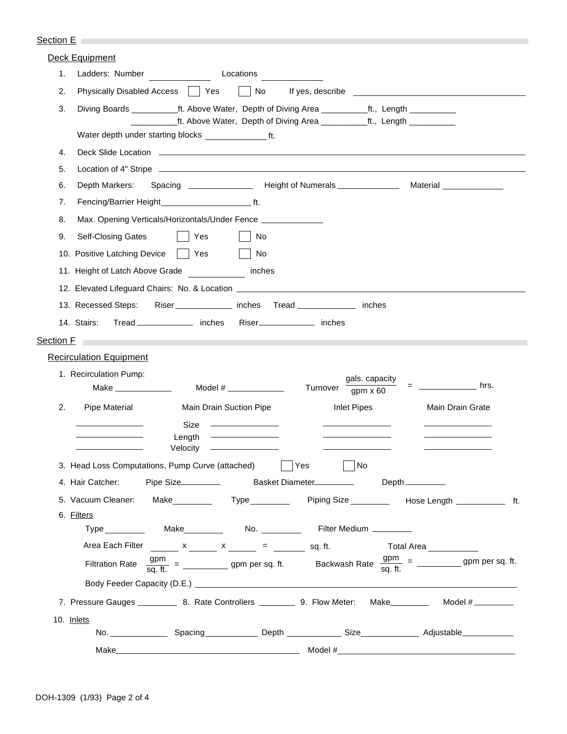## Section E

### Deck Equipment

1. Ladders: Number \_\_\_\_\_\_\_\_\_\_ Locations \_\_\_\_\_\_\_\_\_\_
2. Physically Disabled Access ☐ Yes ☐ No If yes, describe \_\_\_\_\_\_\_\_\_\_\_\_\_\_\_\_\_\_\_\_
3. Diving Boards \_\_\_\_\_\_\_\_\_\_ft. Above Water, Depth of Diving Area \_\_\_\_\_\_\_\_\_\_ft., Length \_\_\_\_\_\_\_\_\_\_
   \_\_\_\_\_\_\_\_\_\_ft. Above Water, Depth of Diving Area \_\_\_\_\_\_\_\_\_\_ft., Length \_\_\_\_\_\_\_\_\_\_
   Water depth under starting blocks \_\_\_\_\_\_\_\_\_\_ ft.
4. Deck Slide Location \_\_\_\_\_\_\_\_\_\_\_\_\_\_\_\_\_\_\_\_
5. Location of 4" Stripe \_\_\_\_\_\_\_\_\_\_\_\_\_\_\_\_\_\_\_\_
6. Depth Markers: Spacing \_\_\_\_\_\_\_\_\_\_ Height of Numerals \_\_\_\_\_\_\_\_\_\_ Material \_\_\_\_\_\_\_\_\_\_
7. Fencing/Barrier Height \_\_\_\_\_\_\_\_\_\_ ft.
8. Max. Opening Verticals/Horizontals/Under Fence \_\_\_\_\_\_\_\_\_\_
9. Self-Closing Gates ☐ Yes ☐ No
10. Positive Latching Device ☐ Yes ☐ No
11. Height of Latch Above Grade \_\_\_\_\_\_\_\_\_\_ inches
12. Elevated Lifeguard Chairs: No. & Location \_\_\_\_\_\_\_\_\_\_\_\_\_\_\_\_\_\_\_\_
13. Recessed Steps: Riser \_\_\_\_\_\_\_\_\_\_ inches Tread \_\_\_\_\_\_\_\_\_\_ inches
14. Stairs: Tread \_\_\_\_\_\_\_\_\_\_ inches Riser \_\_\_\_\_\_\_\_\_\_ inches

## Section F

### Recirculation Equipment

1. Recirculation Pump:
   Make \_\_\_\_\_\_\_\_\_\_ Model # \_\_\_\_\_\_\_\_\_\_ Turnover $\frac{\text{gals. capacity}}{\text{gpm x 60}}$ = \_\_\_\_\_\_\_\_\_\_ hrs.

2. Pipe Material

| Pipe Material | | Main Drain Suction Pipe | Inlet Pipes | Main Drain Grate |
|---|---|---|---|---|
| \_\_\_\_\_\_\_\_\_\_ | Size | \_\_\_\_\_\_\_\_\_\_ | \_\_\_\_\_\_\_\_\_\_ | \_\_\_\_\_\_\_\_\_\_ |
| \_\_\_\_\_\_\_\_\_\_ | Length | \_\_\_\_\_\_\_\_\_\_ | \_\_\_\_\_\_\_\_\_\_ | \_\_\_\_\_\_\_\_\_\_ |
| \_\_\_\_\_\_\_\_\_\_ | Velocity | \_\_\_\_\_\_\_\_\_\_ | \_\_\_\_\_\_\_\_\_\_ | \_\_\_\_\_\_\_\_\_\_ |

3. Head Loss Computations, Pump Curve (attached) ☐ Yes ☐ No
4. Hair Catcher: Pipe Size \_\_\_\_\_\_\_\_\_\_ Basket Diameter \_\_\_\_\_\_\_\_\_\_ Depth \_\_\_\_\_\_\_\_\_\_
5. Vacuum Cleaner: Make \_\_\_\_\_\_\_\_\_\_ Type \_\_\_\_\_\_\_\_\_\_ Piping Size \_\_\_\_\_\_\_\_\_\_ Hose Length \_\_\_\_\_\_\_\_\_\_ ft.
6. Filters
   Type \_\_\_\_\_\_\_\_\_\_ Make \_\_\_\_\_\_\_\_\_\_ No. \_\_\_\_\_\_\_\_\_\_ Filter Medium \_\_\_\_\_\_\_\_\_\_
   Area Each Filter \_\_\_\_\_\_ x \_\_\_\_\_\_ x \_\_\_\_\_\_ = \_\_\_\_\_\_ sq. ft. Total Area \_\_\_\_\_\_\_\_\_\_
   Filtration Rate $\frac{\text{gpm}}{\text{sq. ft.}}$ = \_\_\_\_\_\_\_\_\_\_ gpm per sq. ft. Backwash Rate $\frac{\text{gpm}}{\text{sq. ft.}}$ = \_\_\_\_\_\_\_\_\_\_ gpm per sq. ft.
   Body Feeder Capacity (D.E.) \_\_\_\_\_\_\_\_\_\_\_\_\_\_\_\_\_\_\_\_
7. Pressure Gauges \_\_\_\_\_\_\_\_\_\_ 8. Rate Controllers \_\_\_\_\_\_\_\_\_\_ 9. Flow Meter: Make \_\_\_\_\_\_\_\_\_\_ Model # \_\_\_\_\_\_\_\_\_\_
10. Inlets
    No. \_\_\_\_\_\_\_\_\_\_ Spacing \_\_\_\_\_\_\_\_\_\_ Depth \_\_\_\_\_\_\_\_\_\_ Size \_\_\_\_\_\_\_\_\_\_ Adjustable \_\_\_\_\_\_\_\_\_\_
    Make \_\_\_\_\_\_\_\_\_\_\_\_\_\_\_\_\_\_\_\_ Model # \_\_\_\_\_\_\_\_\_\_\_\_\_\_\_\_\_\_\_\_

DOH-1309 (1/93)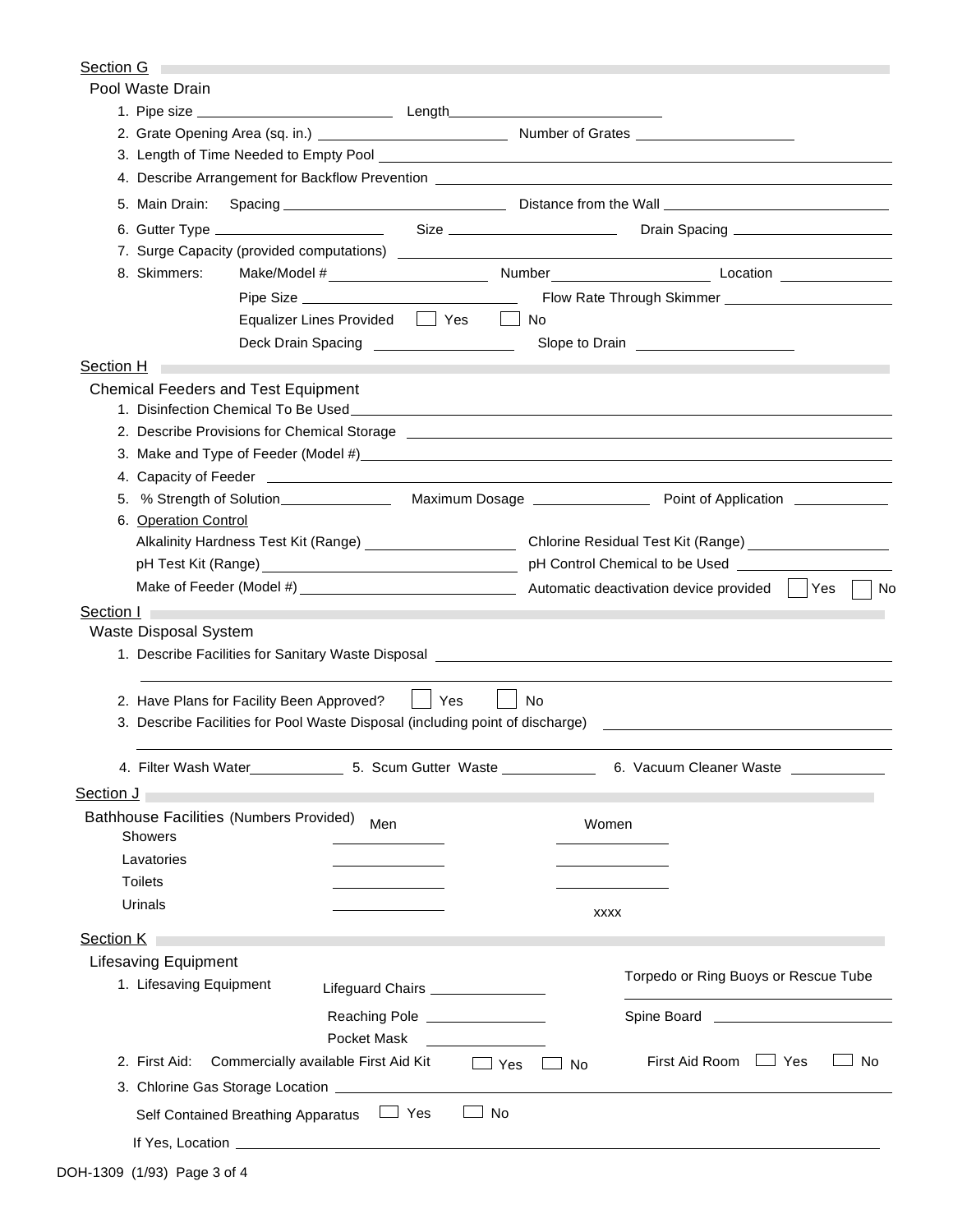## Section G

### Pool Waste Drain

1. Pipe size \_\_\_\_\_\_\_\_\_\_\_\_\_\_\_\_\_\_\_\_ Length\_\_\_\_\_\_\_\_\_\_\_\_\_\_\_\_\_\_\_\_
2. Grate Opening Area (sq. in.) \_\_\_\_\_\_\_\_\_\_\_\_\_\_\_\_\_\_\_\_ Number of Grates \_\_\_\_\_\_\_\_\_\_\_\_\_\_\_\_\_\_\_\_
3. Length of Time Needed to Empty Pool \_\_\_\_\_\_\_\_\_\_\_\_\_\_\_\_\_\_\_\_
4. Describe Arrangement for Backflow Prevention \_\_\_\_\_\_\_\_\_\_\_\_\_\_\_\_\_\_\_\_
5. Main Drain: Spacing \_\_\_\_\_\_\_\_\_\_\_\_\_\_\_\_\_\_\_\_ Distance from the Wall \_\_\_\_\_\_\_\_\_\_\_\_\_\_\_\_\_\_\_\_
6. Gutter Type \_\_\_\_\_\_\_\_\_\_\_\_\_\_\_\_\_\_\_\_ Size \_\_\_\_\_\_\_\_\_\_\_\_\_\_\_\_\_\_\_\_ Drain Spacing \_\_\_\_\_\_\_\_\_\_\_\_\_\_\_\_\_\_\_\_
7. Surge Capacity (provided computations) \_\_\_\_\_\_\_\_\_\_\_\_\_\_\_\_\_\_\_\_
8. Skimmers: Make/Model # \_\_\_\_\_\_\_\_\_\_\_\_\_\_\_\_\_\_\_\_ Number \_\_\_\_\_\_\_\_\_\_\_\_\_\_\_\_\_\_\_\_ Location \_\_\_\_\_\_\_\_\_\_\_\_\_\_\_\_\_\_\_\_

   Pipe Size \_\_\_\_\_\_\_\_\_\_\_\_\_\_\_\_\_\_\_\_ Flow Rate Through Skimmer \_\_\_\_\_\_\_\_\_\_\_\_\_\_\_\_\_\_\_\_

   Equalizer Lines Provided ☐ Yes ☐ No

   Deck Drain Spacing \_\_\_\_\_\_\_\_\_\_\_\_\_\_\_\_\_\_\_\_ Slope to Drain \_\_\_\_\_\_\_\_\_\_\_\_\_\_\_\_\_\_\_\_

## Section H

### Chemical Feeders and Test Equipment

1. Disinfection Chemical To Be Used \_\_\_\_\_\_\_\_\_\_\_\_\_\_\_\_\_\_\_\_
2. Describe Provisions for Chemical Storage \_\_\_\_\_\_\_\_\_\_\_\_\_\_\_\_\_\_\_\_
3. Make and Type of Feeder (Model #) \_\_\_\_\_\_\_\_\_\_\_\_\_\_\_\_\_\_\_\_
4. Capacity of Feeder \_\_\_\_\_\_\_\_\_\_\_\_\_\_\_\_\_\_\_\_
5. % Strength of Solution \_\_\_\_\_\_\_\_\_\_\_\_\_\_\_\_\_\_\_\_ Maximum Dosage \_\_\_\_\_\_\_\_\_\_\_\_\_\_\_\_\_\_\_\_ Point of Application \_\_\_\_\_\_\_\_\_\_\_\_\_\_\_\_\_\_\_\_
6. Operation Control

   Alkalinity Hardness Test Kit (Range) \_\_\_\_\_\_\_\_\_\_\_\_\_\_\_\_\_\_\_\_ Chlorine Residual Test Kit (Range) \_\_\_\_\_\_\_\_\_\_\_\_\_\_\_\_\_\_\_\_

   pH Test Kit (Range) \_\_\_\_\_\_\_\_\_\_\_\_\_\_\_\_\_\_\_\_ pH Control Chemical to be Used \_\_\_\_\_\_\_\_\_\_\_\_\_\_\_\_\_\_\_\_

   Make of Feeder (Model #) \_\_\_\_\_\_\_\_\_\_\_\_\_\_\_\_\_\_\_\_ Automatic deactivation device provided ☐ Yes ☐ No

## Section I

### Waste Disposal System

1. Describe Facilities for Sanitary Waste Disposal \_\_\_\_\_\_\_\_\_\_\_\_\_\_\_\_\_\_\_\_

   \_\_\_\_\_\_\_\_\_\_\_\_\_\_\_\_\_\_\_\_

2. Have Plans for Facility Been Approved? ☐ Yes ☐ No
3. Describe Facilities for Pool Waste Disposal (including point of discharge) \_\_\_\_\_\_\_\_\_\_\_\_\_\_\_\_\_\_\_\_

   \_\_\_\_\_\_\_\_\_\_\_\_\_\_\_\_\_\_\_\_

4. Filter Wash Water \_\_\_\_\_\_\_\_\_\_\_\_\_\_\_\_\_\_\_\_ 5. Scum Gutter Waste \_\_\_\_\_\_\_\_\_\_\_\_\_\_\_\_\_\_\_\_ 6. Vacuum Cleaner Waste \_\_\_\_\_\_\_\_\_\_\_\_\_\_\_\_\_\_\_\_

## Section J

### Bathhouse Facilities (Numbers Provided)

| | Men | Women |
|---|---|---|
| Showers | | |
| Lavatories | | |
| Toilets | | |
| Urinals | | xxxx |

## Section K

### Lifesaving Equipment

1. Lifesaving Equipment

   Lifeguard Chairs \_\_\_\_\_\_\_\_\_\_\_\_\_\_\_\_\_\_\_\_ Torpedo or Ring Buoys or Rescue Tube \_\_\_\_\_\_\_\_\_\_\_\_\_\_\_\_\_\_\_\_

   Reaching Pole \_\_\_\_\_\_\_\_\_\_\_\_\_\_\_\_\_\_\_\_ Spine Board \_\_\_\_\_\_\_\_\_\_\_\_\_\_\_\_\_\_\_\_

   Pocket Mask \_\_\_\_\_\_\_\_\_\_\_\_\_\_\_\_\_\_\_\_

2. First Aid: Commercially available First Aid Kit ☐ Yes ☐ No First Aid Room ☐ Yes ☐ No
3. Chlorine Gas Storage Location \_\_\_\_\_\_\_\_\_\_\_\_\_\_\_\_\_\_\_\_

   Self Contained Breathing Apparatus ☐ Yes ☐ No

   If Yes, Location \_\_\_\_\_\_\_\_\_\_\_\_\_\_\_\_\_\_\_\_

DOH-1309 (1/93)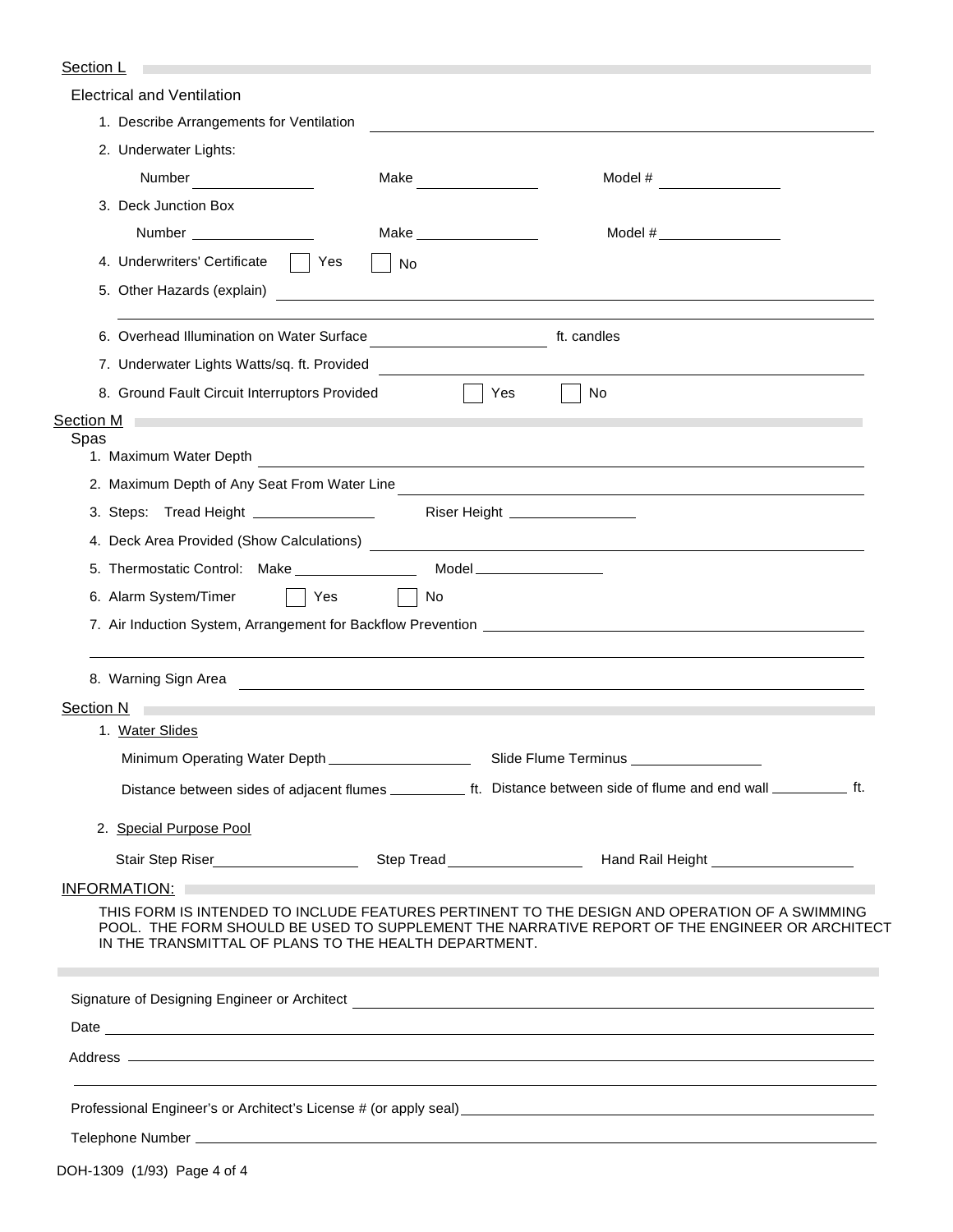## Section L

### Electrical and Ventilation

1. Describe Arrangements for Ventilation ____________________
2. Underwater Lights:

   Number ____________ Make ____________ Model # ____________

3. Deck Junction Box

   Number ____________ Make ____________ Model # ____________

4. Underwriters' Certificate ☐ Yes ☐ No
5. Other Hazards (explain) ____________________

   ____________________

6. Overhead Illumination on Water Surface ____________ ft. candles
7. Underwater Lights Watts/sq. ft. Provided ____________________
8. Ground Fault Circuit Interruptors Provided ☐ Yes ☐ No

## Section M

### Spas

1. Maximum Water Depth ____________________
2. Maximum Depth of Any Seat From Water Line ____________________
3. Steps: Tread Height ____________ Riser Height ____________
4. Deck Area Provided (Show Calculations) ____________________
5. Thermostatic Control: Make ____________ Model ____________
6. Alarm System/Timer ☐ Yes ☐ No
7. Air Induction System, Arrangement for Backflow Prevention ____________________

   ____________________

8. Warning Sign Area ____________________

## Section N

1. Water Slides

   Minimum Operating Water Depth ____________ Slide Flume Terminus ____________

   Distance between sides of adjacent flumes ________ ft. Distance between side of flume and end wall ________ ft.

2. Special Purpose Pool

   Stair Step Riser ____________ Step Tread ____________ Hand Rail Height ____________

## INFORMATION:

THIS FORM IS INTENDED TO INCLUDE FEATURES PERTINENT TO THE DESIGN AND OPERATION OF A SWIMMING POOL. THE FORM SHOULD BE USED TO SUPPLEMENT THE NARRATIVE REPORT OF THE ENGINEER OR ARCHITECT IN THE TRANSMITTAL OF PLANS TO THE HEALTH DEPARTMENT.

Signature of Designing Engineer or Architect ____________________

Date ____________________

Address ____________________

____________________

Professional Engineer's or Architect's License # (or apply seal) ____________________

Telephone Number ____________________

DOH-1309 (1/93)